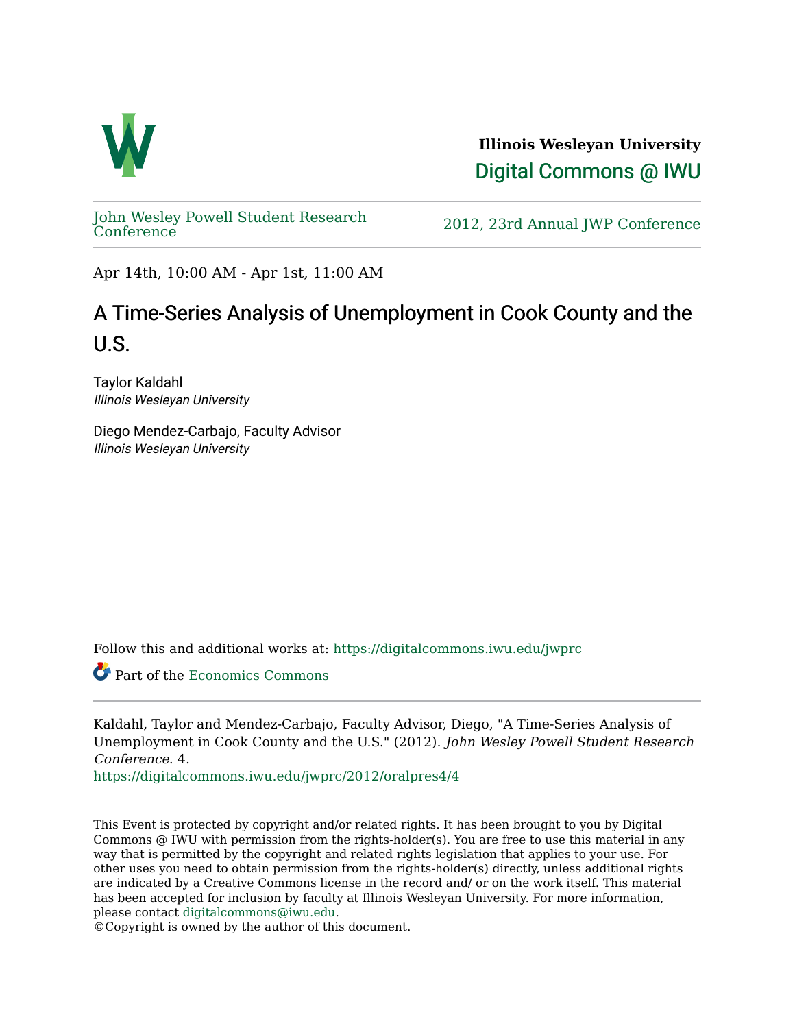**Illinois Wesleyan University**

Digital Commons @ IWU

John Wesley Powell Student Research Conference

2012, 23rd Annual JWP Conference

Apr 14th, 10:00 AM - Apr 1st, 11:00 AM

# A Time-Series Analysis of Unemployment in Cook County and the U.S.

Taylor Kaldahl
*Illinois Wesleyan University*

Diego Mendez-Carbajo, Faculty Advisor
*Illinois Wesleyan University*

Follow this and additional works at: https://digitalcommons.iwu.edu/jwprc

Part of the Economics Commons

Kaldahl, Taylor and Mendez-Carbajo, Faculty Advisor, Diego, "A Time-Series Analysis of Unemployment in Cook County and the U.S." (2012). *John Wesley Powell Student Research Conference*. 4.
https://digitalcommons.iwu.edu/jwprc/2012/oralpres4/4

This Event is protected by copyright and/or related rights. It has been brought to you by Digital Commons @ IWU with permission from the rights-holder(s). You are free to use this material in any way that is permitted by the copyright and related rights legislation that applies to your use. For other uses you need to obtain permission from the rights-holder(s) directly, unless additional rights are indicated by a Creative Commons license in the record and/ or on the work itself. This material has been accepted for inclusion by faculty at Illinois Wesleyan University. For more information, please contact digitalcommons@iwu.edu.
©Copyright is owned by the author of this document.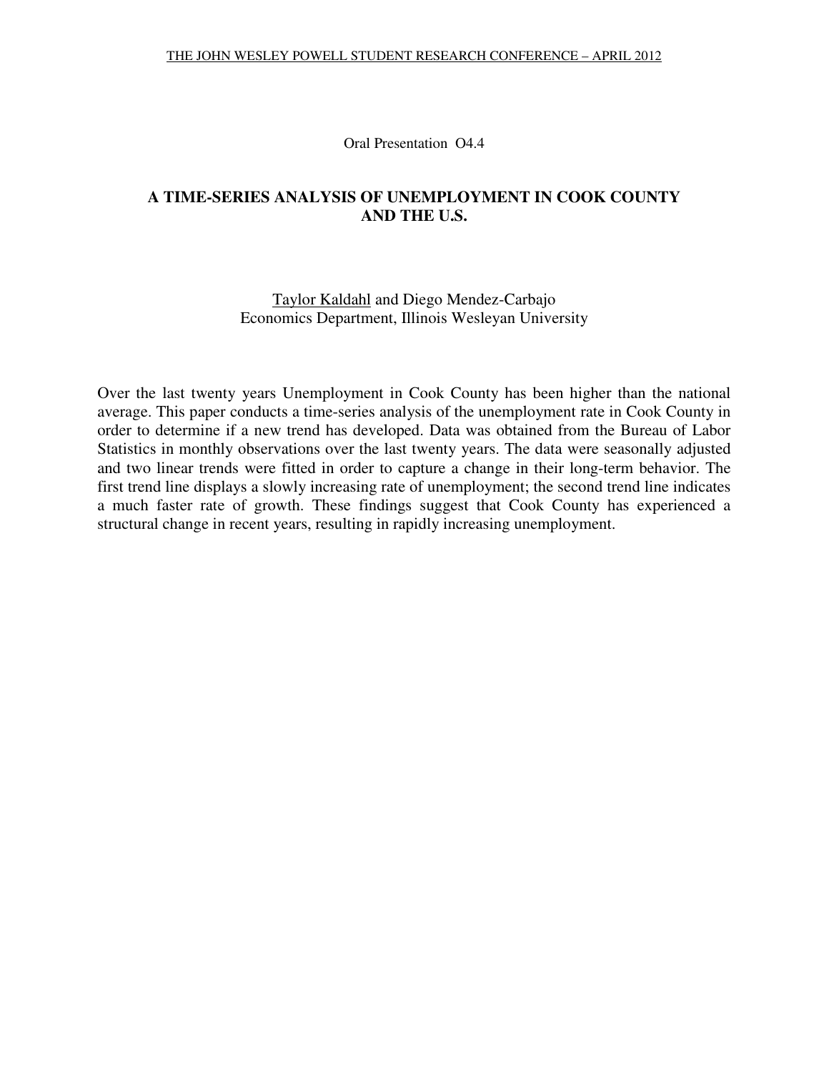Oral Presentation O4.4

## A TIME-SERIES ANALYSIS OF UNEMPLOYMENT IN COOK COUNTY AND THE U.S.

Taylor Kaldahl and Diego Mendez-Carbajo
Economics Department, Illinois Wesleyan University

Over the last twenty years Unemployment in Cook County has been higher than the national average. This paper conducts a time-series analysis of the unemployment rate in Cook County in order to determine if a new trend has developed. Data was obtained from the Bureau of Labor Statistics in monthly observations over the last twenty years. The data were seasonally adjusted and two linear trends were fitted in order to capture a change in their long-term behavior. The first trend line displays a slowly increasing rate of unemployment; the second trend line indicates a much faster rate of growth. These findings suggest that Cook County has experienced a structural change in recent years, resulting in rapidly increasing unemployment.